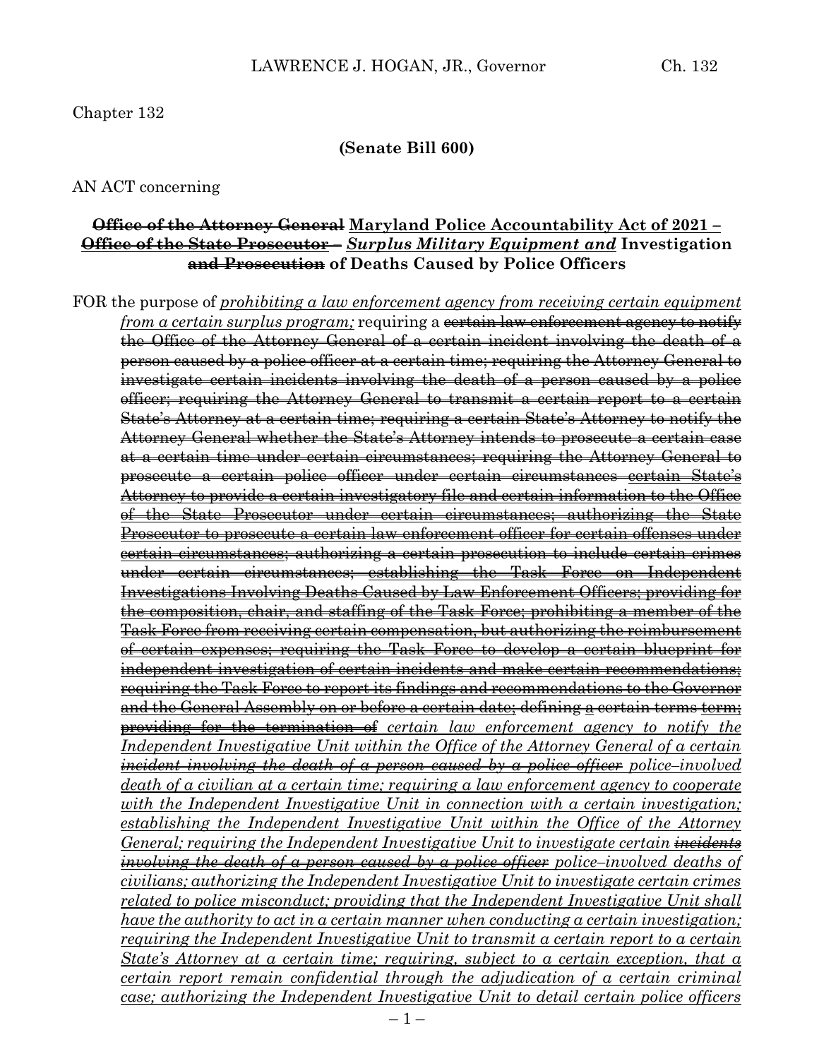Chapter 132

**(Senate Bill 600)**

AN ACT concerning

**~~Office of the Attorney General~~ Maryland Police Accountability Act of 2021 – ~~Office of the State Prosecutor –~~ *Surplus Military Equipment and* Investigation ~~and Prosecution~~ of Deaths Caused by Police Officers**

FOR the purpose of *prohibiting a law enforcement agency from receiving certain equipment from a certain surplus program;* requiring a ~~certain law enforcement agency to notify the Office of the Attorney General of a certain incident involving the death of a person caused by a police officer at a certain time; requiring the Attorney General to investigate certain incidents involving the death of a person caused by a police officer; requiring the Attorney General to transmit a certain report to a certain State's Attorney at a certain time; requiring a certain State's Attorney to notify the Attorney General whether the State's Attorney intends to prosecute a certain case at a certain time under certain circumstances; requiring the Attorney General to prosecute a certain police officer under certain circumstances certain State's Attorney to provide a certain investigatory file and certain information to the Office of the State Prosecutor under certain circumstances; authorizing the State Prosecutor to prosecute a certain law enforcement officer for certain offenses under certain circumstances; authorizing a certain prosecution to include certain crimes under certain circumstances; establishing the Task Force on Independent Investigations Involving Deaths Caused by Law Enforcement Officers; providing for the composition, chair, and staffing of the Task Force; prohibiting a member of the Task Force from receiving certain compensation, but authorizing the reimbursement of certain expenses; requiring the Task Force to develop a certain blueprint for independent investigation of certain incidents and make certain recommendations; requiring the Task Force to report its findings and recommendations to the Governor and the General Assembly on or before a certain date;~~ defining a ~~certain terms~~ term; ~~providing for the termination of~~ *certain law enforcement agency to notify the Independent Investigative Unit within the Office of the Attorney General of a certain ~~incident involving the death of a person caused by a police officer~~ police–involved death of a civilian at a certain time; requiring a law enforcement agency to cooperate with the Independent Investigative Unit in connection with a certain investigation; establishing the Independent Investigative Unit within the Office of the Attorney General; requiring the Independent Investigative Unit to investigate certain ~~incidents involving the death of a person caused by a police officer~~ police–involved deaths of civilians; authorizing the Independent Investigative Unit to investigate certain crimes related to police misconduct; providing that the Independent Investigative Unit shall have the authority to act in a certain manner when conducting a certain investigation; requiring the Independent Investigative Unit to transmit a certain report to a certain State's Attorney at a certain time; requiring, subject to a certain exception, that a certain report remain confidential through the adjudication of a certain criminal case; authorizing the Independent Investigative Unit to detail certain police officers*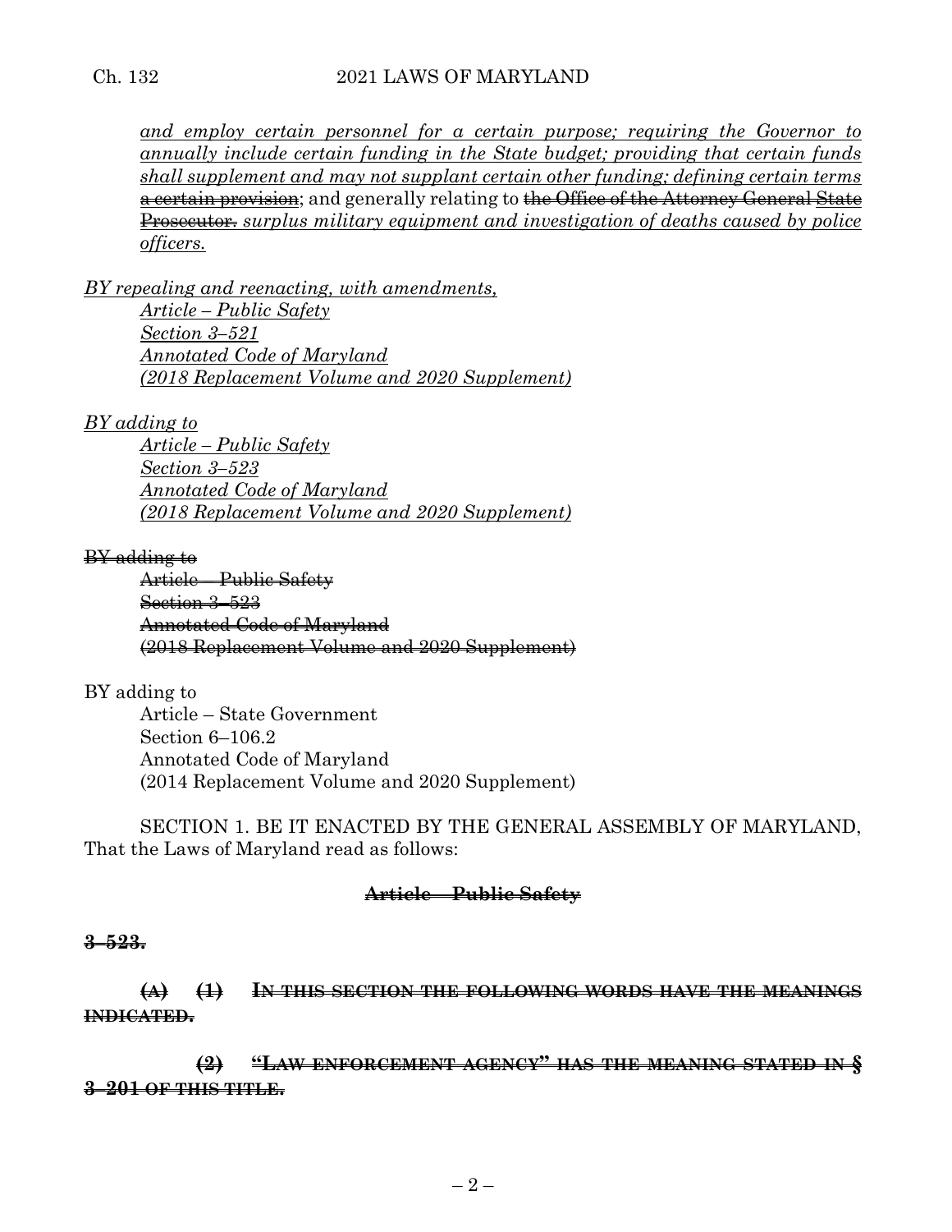*and employ certain personnel for a certain purpose; requiring the Governor to annually include certain funding in the State budget; providing that certain funds shall supplement and may not supplant certain other funding; defining certain terms* ~~a certain provision~~; and generally relating to ~~the Office of the Attorney General State Prosecutor.~~ *surplus military equipment and investigation of deaths caused by police officers.*

*BY repealing and reenacting, with amendments,*
*Article – Public Safety*
*Section 3–521*
*Annotated Code of Maryland*
*(2018 Replacement Volume and 2020 Supplement)*

*BY adding to*
*Article – Public Safety*
*Section 3–523*
*Annotated Code of Maryland*
*(2018 Replacement Volume and 2020 Supplement)*

~~BY adding to~~
~~Article – Public Safety~~
~~Section 3–523~~
~~Annotated Code of Maryland~~
~~(2018 Replacement Volume and 2020 Supplement)~~

BY adding to
Article – State Government
Section 6–106.2
Annotated Code of Maryland
(2014 Replacement Volume and 2020 Supplement)

SECTION 1. BE IT ENACTED BY THE GENERAL ASSEMBLY OF MARYLAND, That the Laws of Maryland read as follows:

**~~Article – Public Safety~~**

**~~3–523.~~**

**~~(A) (1) IN THIS SECTION THE FOLLOWING WORDS HAVE THE MEANINGS INDICATED.~~**

**~~(2) "LAW ENFORCEMENT AGENCY" HAS THE MEANING STATED IN § 3–201 OF THIS TITLE.~~**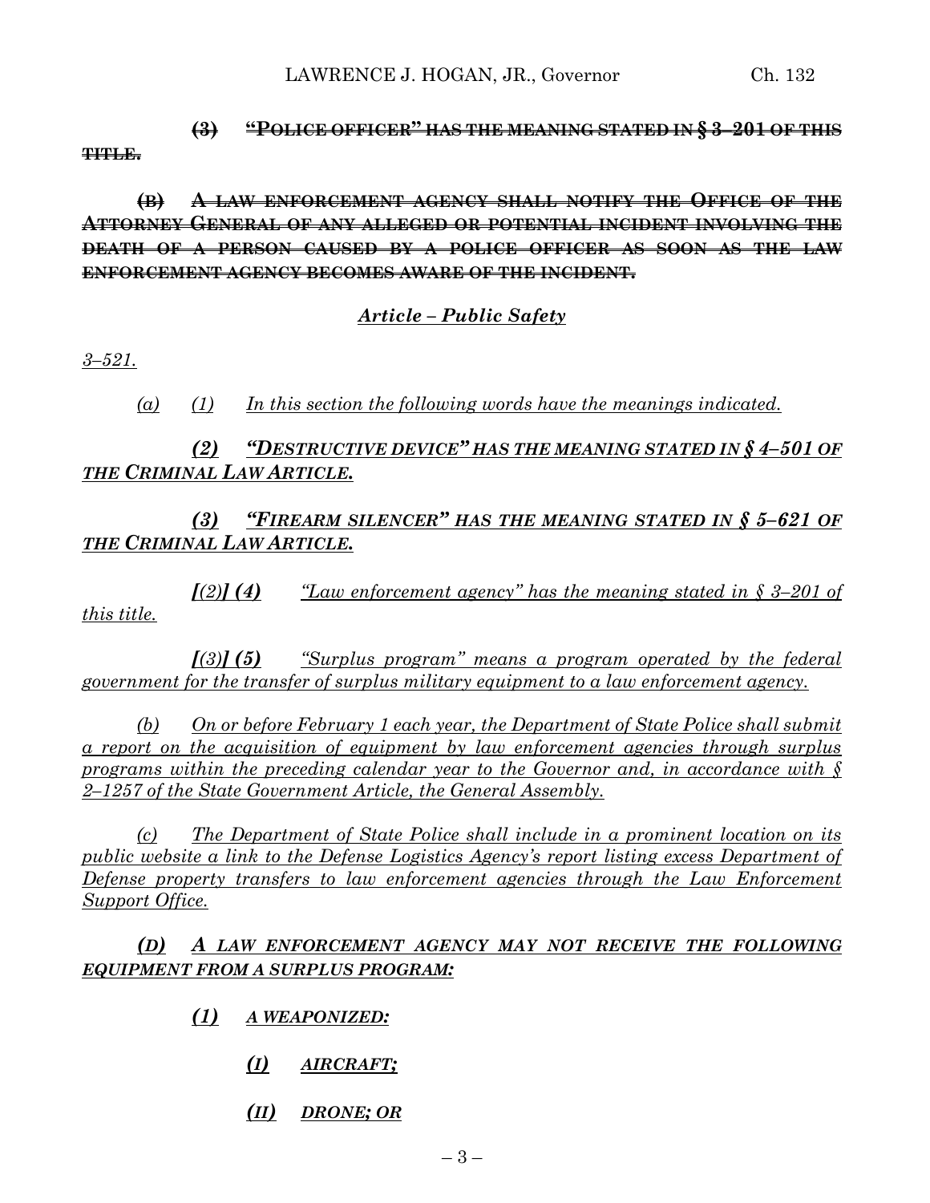~~**(3) "POLICE OFFICER" HAS THE MEANING STATED IN § 3–201 OF THIS TITLE.**~~

~~**(B) A LAW ENFORCEMENT AGENCY SHALL NOTIFY THE OFFICE OF THE ATTORNEY GENERAL OF ANY ALLEGED OR POTENTIAL INCIDENT INVOLVING THE DEATH OF A PERSON CAUSED BY A POLICE OFFICER AS SOON AS THE LAW ENFORCEMENT AGENCY BECOMES AWARE OF THE INCIDENT.**~~

***<u>Article – Public Safety</u>***

*<u>3–521.</u>*

*<u>(a) (1) In this section the following words have the meanings indicated.</u>*

***<u>(2) "DESTRUCTIVE DEVICE" HAS THE MEANING STATED IN § 4–501 OF THE CRIMINAL LAW ARTICLE.</u>***

***<u>(3) "FIREARM SILENCER" HAS THE MEANING STATED IN § 5–621 OF THE CRIMINAL LAW ARTICLE.</u>***

*<u>**[**(2)**] (4)** "Law enforcement agency" has the meaning stated in § 3–201 of this title.</u>*

*<u>**[**(3)**] (5)** "Surplus program" means a program operated by the federal government for the transfer of surplus military equipment to a law enforcement agency.</u>*

*<u>(b) On or before February 1 each year, the Department of State Police shall submit a report on the acquisition of equipment by law enforcement agencies through surplus programs within the preceding calendar year to the Governor and, in accordance with § 2–1257 of the State Government Article, the General Assembly.</u>*

*<u>(c) The Department of State Police shall include in a prominent location on its public website a link to the Defense Logistics Agency's report listing excess Department of Defense property transfers to law enforcement agencies through the Law Enforcement Support Office.</u>*

***<u>(D) A LAW ENFORCEMENT AGENCY MAY NOT RECEIVE THE FOLLOWING EQUIPMENT FROM A SURPLUS PROGRAM:</u>***

***<u>(1) A WEAPONIZED:</u>***

***<u>(I) AIRCRAFT;</u>***

***<u>(II) DRONE; OR</u>***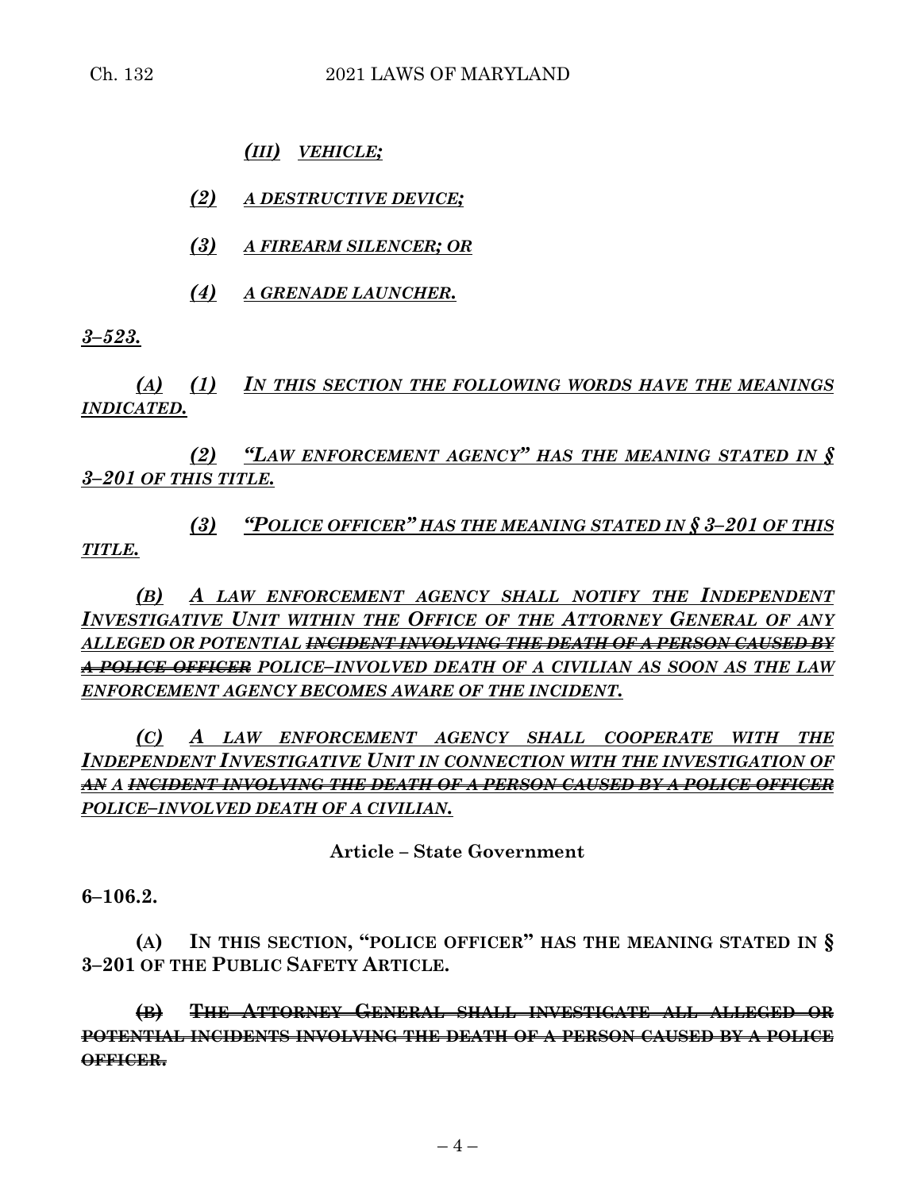*(III) VEHICLE;*

*(2) A DESTRUCTIVE DEVICE;*

*(3) A FIREARM SILENCER; OR*

*(4) A GRENADE LAUNCHER.*

*3–523.*

*(A) (1) IN THIS SECTION THE FOLLOWING WORDS HAVE THE MEANINGS INDICATED.*

*(2) "LAW ENFORCEMENT AGENCY" HAS THE MEANING STATED IN § 3–201 OF THIS TITLE.*

*(3) "POLICE OFFICER" HAS THE MEANING STATED IN § 3–201 OF THIS TITLE.*

*(B) A LAW ENFORCEMENT AGENCY SHALL NOTIFY THE INDEPENDENT INVESTIGATIVE UNIT WITHIN THE OFFICE OF THE ATTORNEY GENERAL OF ANY ALLEGED OR POTENTIAL ~~INCIDENT INVOLVING THE DEATH OF A PERSON CAUSED BY A POLICE OFFICER~~ POLICE–INVOLVED DEATH OF A CIVILIAN AS SOON AS THE LAW ENFORCEMENT AGENCY BECOMES AWARE OF THE INCIDENT.*

*(C) A LAW ENFORCEMENT AGENCY SHALL COOPERATE WITH THE INDEPENDENT INVESTIGATIVE UNIT IN CONNECTION WITH THE INVESTIGATION OF ~~AN~~ A ~~INCIDENT INVOLVING THE DEATH OF A PERSON CAUSED BY A POLICE OFFICER~~ POLICE–INVOLVED DEATH OF A CIVILIAN.*

**Article – State Government**

**6–106.2.**

**(A) IN THIS SECTION, "POLICE OFFICER" HAS THE MEANING STATED IN § 3–201 OF THE PUBLIC SAFETY ARTICLE.**

**~~(B) THE ATTORNEY GENERAL SHALL INVESTIGATE ALL ALLEGED OR POTENTIAL INCIDENTS INVOLVING THE DEATH OF A PERSON CAUSED BY A POLICE OFFICER.~~**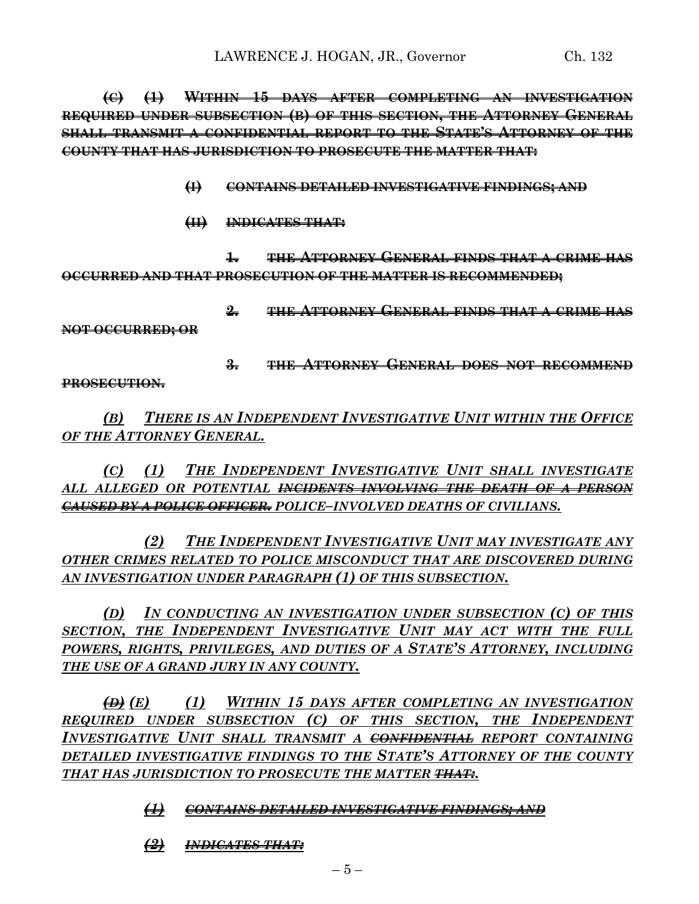~~**(C) (1) WITHIN 15 DAYS AFTER COMPLETING AN INVESTIGATION REQUIRED UNDER SUBSECTION (B) OF THIS SECTION, THE ATTORNEY GENERAL SHALL TRANSMIT A CONFIDENTIAL REPORT TO THE STATE'S ATTORNEY OF THE COUNTY THAT HAS JURISDICTION TO PROSECUTE THE MATTER THAT:**~~

~~**(I) CONTAINS DETAILED INVESTIGATIVE FINDINGS; AND**~~

~~**(II) INDICATES THAT:**~~

~~**1. THE ATTORNEY GENERAL FINDS THAT A CRIME HAS OCCURRED AND THAT PROSECUTION OF THE MATTER IS RECOMMENDED;**~~

~~**2. THE ATTORNEY GENERAL FINDS THAT A CRIME HAS NOT OCCURRED; OR**~~

~~**3. THE ATTORNEY GENERAL DOES NOT RECOMMEND PROSECUTION.**~~

<u>*(B) THERE IS AN INDEPENDENT INVESTIGATIVE UNIT WITHIN THE OFFICE OF THE ATTORNEY GENERAL.*</u>

<u>*(C) (1) THE INDEPENDENT INVESTIGATIVE UNIT SHALL INVESTIGATE ALL ALLEGED OR POTENTIAL*</u> ~~*INCIDENTS INVOLVING THE DEATH OF A PERSON CAUSED BY A POLICE OFFICER.*~~ *POLICE–INVOLVED DEATHS OF CIVILIANS.*

<u>*(2) THE INDEPENDENT INVESTIGATIVE UNIT MAY INVESTIGATE ANY OTHER CRIMES RELATED TO POLICE MISCONDUCT THAT ARE DISCOVERED DURING AN INVESTIGATION UNDER PARAGRAPH (1) OF THIS SUBSECTION.*</u>

<u>*(D) IN CONDUCTING AN INVESTIGATION UNDER SUBSECTION (C) OF THIS SECTION, THE INDEPENDENT INVESTIGATIVE UNIT MAY ACT WITH THE FULL POWERS, RIGHTS, PRIVILEGES, AND DUTIES OF A STATE'S ATTORNEY, INCLUDING THE USE OF A GRAND JURY IN ANY COUNTY.*</u>

~~*(D)*~~ *(E)* <u>*(1) WITHIN 15 DAYS AFTER COMPLETING AN INVESTIGATION REQUIRED UNDER SUBSECTION (C) OF THIS SECTION, THE INDEPENDENT INVESTIGATIVE UNIT SHALL TRANSMIT A*</u> ~~*CONFIDENTIAL*~~ <u>*REPORT CONTAINING DETAILED INVESTIGATIVE FINDINGS TO THE STATE'S ATTORNEY OF THE COUNTY THAT HAS JURISDICTION TO PROSECUTE THE MATTER*</u> ~~*THAT:*~~*.*

~~*(1) CONTAINS DETAILED INVESTIGATIVE FINDINGS; AND*~~

~~*(2) INDICATES THAT:*~~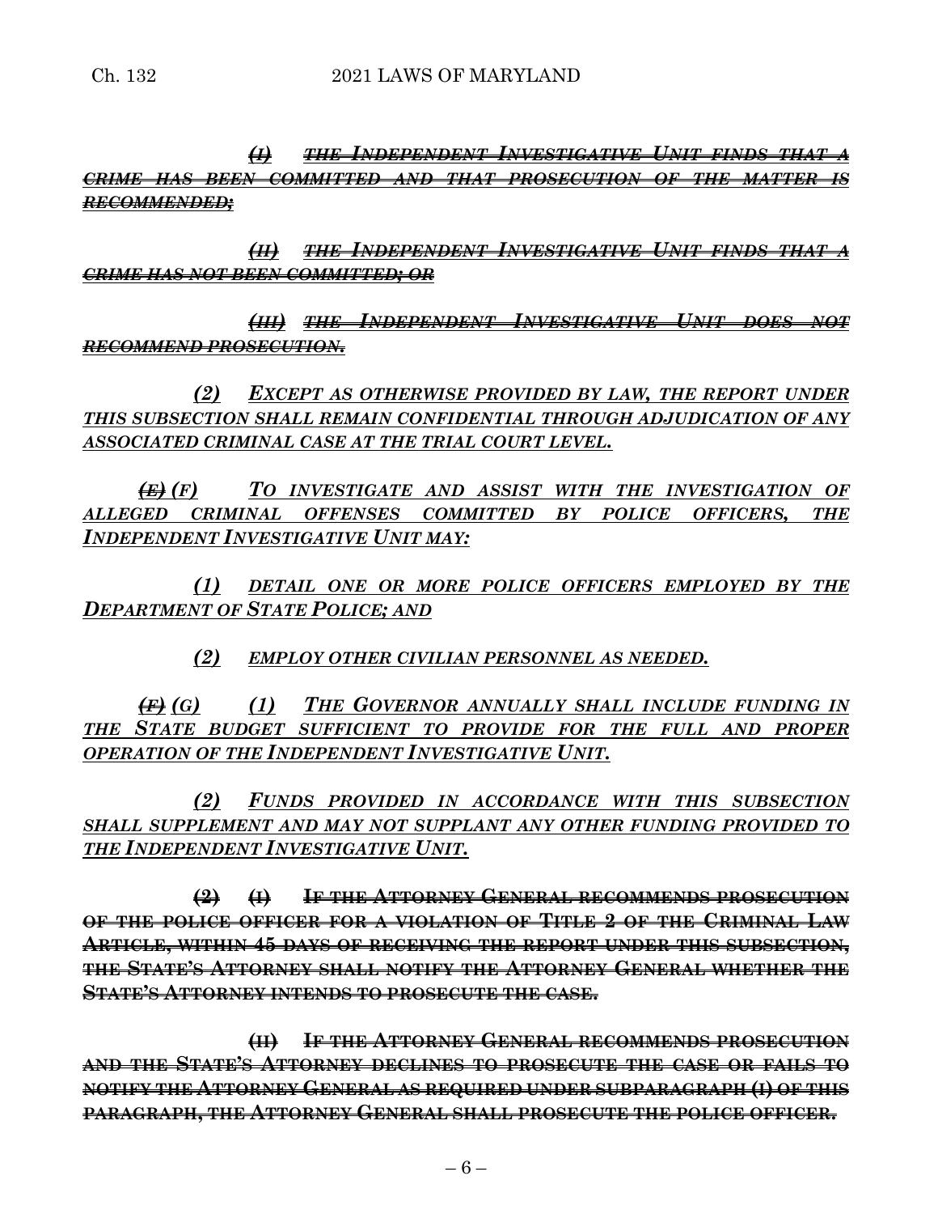~~*(I) THE INDEPENDENT INVESTIGATIVE UNIT FINDS THAT A CRIME HAS BEEN COMMITTED AND THAT PROSECUTION OF THE MATTER IS RECOMMENDED;*~~

~~*(II) THE INDEPENDENT INVESTIGATIVE UNIT FINDS THAT A CRIME HAS NOT BEEN COMMITTED; OR*~~

~~*(III) THE INDEPENDENT INVESTIGATIVE UNIT DOES NOT RECOMMEND PROSECUTION.*~~

*(2) EXCEPT AS OTHERWISE PROVIDED BY LAW, THE REPORT UNDER THIS SUBSECTION SHALL REMAIN CONFIDENTIAL THROUGH ADJUDICATION OF ANY ASSOCIATED CRIMINAL CASE AT THE TRIAL COURT LEVEL.*

~~*(E)*~~ *(F) TO INVESTIGATE AND ASSIST WITH THE INVESTIGATION OF ALLEGED CRIMINAL OFFENSES COMMITTED BY POLICE OFFICERS, THE INDEPENDENT INVESTIGATIVE UNIT MAY:*

*(1) DETAIL ONE OR MORE POLICE OFFICERS EMPLOYED BY THE DEPARTMENT OF STATE POLICE; AND*

*(2) EMPLOY OTHER CIVILIAN PERSONNEL AS NEEDED.*

~~*(F)*~~ *(G) (1) THE GOVERNOR ANNUALLY SHALL INCLUDE FUNDING IN THE STATE BUDGET SUFFICIENT TO PROVIDE FOR THE FULL AND PROPER OPERATION OF THE INDEPENDENT INVESTIGATIVE UNIT.*

*(2) FUNDS PROVIDED IN ACCORDANCE WITH THIS SUBSECTION SHALL SUPPLEMENT AND MAY NOT SUPPLANT ANY OTHER FUNDING PROVIDED TO THE INDEPENDENT INVESTIGATIVE UNIT.*

~~**(2) (I) IF THE ATTORNEY GENERAL RECOMMENDS PROSECUTION OF THE POLICE OFFICER FOR A VIOLATION OF TITLE 2 OF THE CRIMINAL LAW ARTICLE, WITHIN 45 DAYS OF RECEIVING THE REPORT UNDER THIS SUBSECTION, THE STATE'S ATTORNEY SHALL NOTIFY THE ATTORNEY GENERAL WHETHER THE STATE'S ATTORNEY INTENDS TO PROSECUTE THE CASE.**~~

~~**(II) IF THE ATTORNEY GENERAL RECOMMENDS PROSECUTION AND THE STATE'S ATTORNEY DECLINES TO PROSECUTE THE CASE OR FAILS TO NOTIFY THE ATTORNEY GENERAL AS REQUIRED UNDER SUBPARAGRAPH (I) OF THIS PARAGRAPH, THE ATTORNEY GENERAL SHALL PROSECUTE THE POLICE OFFICER.**~~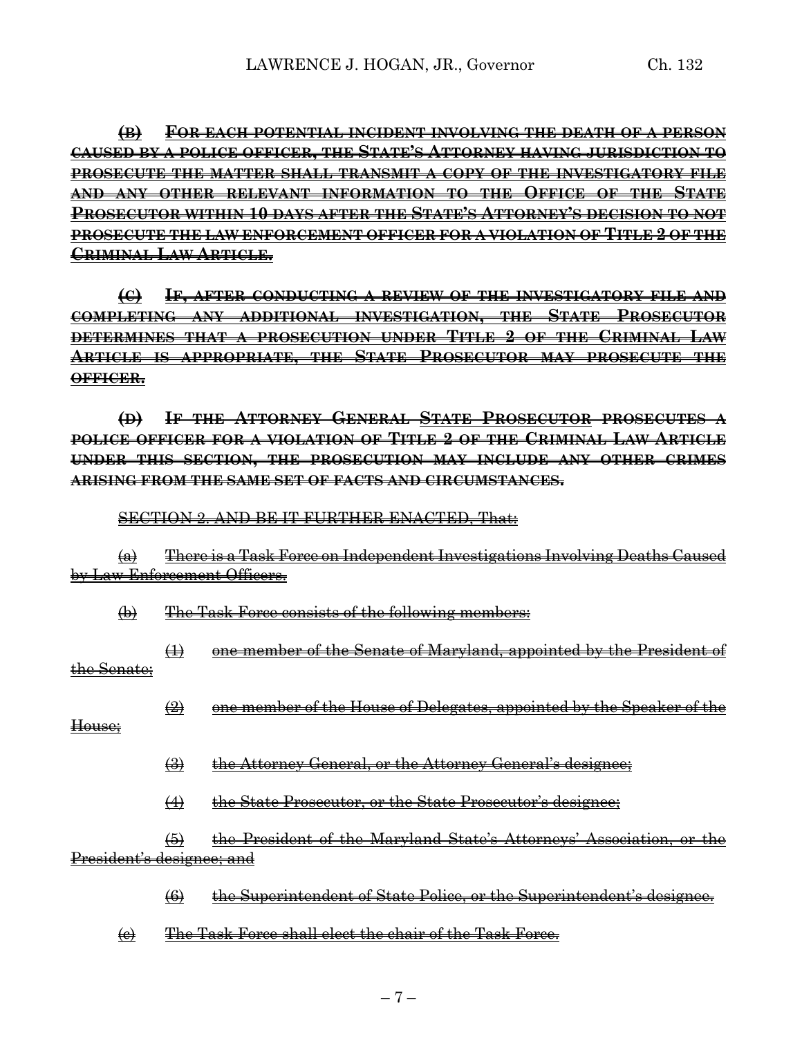~~**(B) FOR EACH POTENTIAL INCIDENT INVOLVING THE DEATH OF A PERSON CAUSED BY A POLICE OFFICER, THE STATE'S ATTORNEY HAVING JURISDICTION TO PROSECUTE THE MATTER SHALL TRANSMIT A COPY OF THE INVESTIGATORY FILE AND ANY OTHER RELEVANT INFORMATION TO THE OFFICE OF THE STATE PROSECUTOR WITHIN 10 DAYS AFTER THE STATE'S ATTORNEY'S DECISION TO NOT PROSECUTE THE LAW ENFORCEMENT OFFICER FOR A VIOLATION OF TITLE 2 OF THE CRIMINAL LAW ARTICLE.**~~

~~**(C) IF, AFTER CONDUCTING A REVIEW OF THE INVESTIGATORY FILE AND COMPLETING ANY ADDITIONAL INVESTIGATION, THE STATE PROSECUTOR DETERMINES THAT A PROSECUTION UNDER TITLE 2 OF THE CRIMINAL LAW ARTICLE IS APPROPRIATE, THE STATE PROSECUTOR MAY PROSECUTE THE OFFICER.**~~

~~**(D) IF THE ATTORNEY GENERAL STATE PROSECUTOR PROSECUTES A POLICE OFFICER FOR A VIOLATION OF TITLE 2 OF THE CRIMINAL LAW ARTICLE UNDER THIS SECTION, THE PROSECUTION MAY INCLUDE ANY OTHER CRIMES ARISING FROM THE SAME SET OF FACTS AND CIRCUMSTANCES.**~~

~~SECTION 2. AND BE IT FURTHER ENACTED, That:~~

~~(a) There is a Task Force on Independent Investigations Involving Deaths Caused by Law Enforcement Officers.~~

~~(b) The Task Force consists of the following members:~~

~~(1) one member of the Senate of Maryland, appointed by the President of the Senate;~~

~~(2) one member of the House of Delegates, appointed by the Speaker of the House;~~

~~(3) the Attorney General, or the Attorney General's designee;~~

~~(4) the State Prosecutor, or the State Prosecutor's designee;~~

~~(5) the President of the Maryland State's Attorneys' Association, or the President's designee; and~~

~~(6) the Superintendent of State Police, or the Superintendent's designee.~~

~~(c) The Task Force shall elect the chair of the Task Force.~~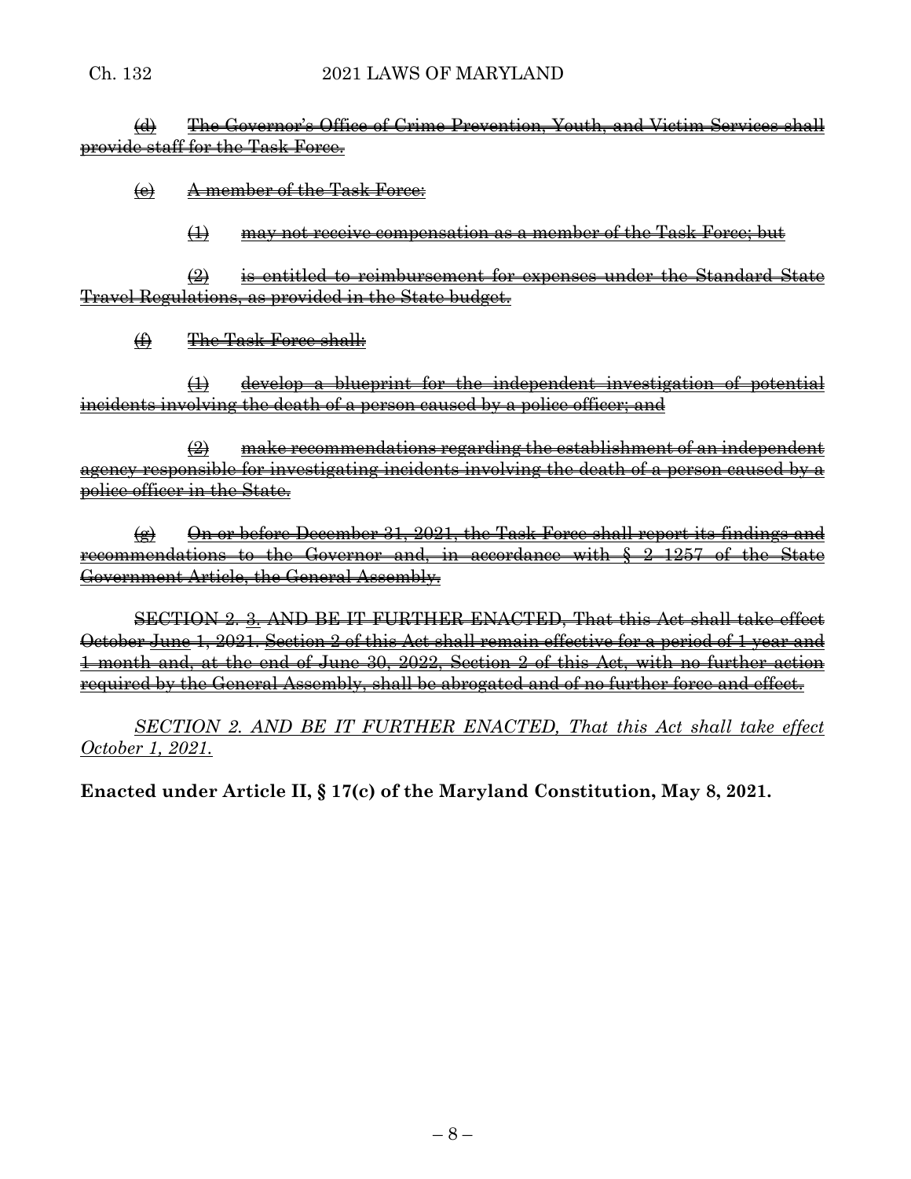~~(d) The Governor's Office of Crime Prevention, Youth, and Victim Services shall provide staff for the Task Force.~~

~~(e) A member of the Task Force:~~

~~(1) may not receive compensation as a member of the Task Force; but~~

~~(2) is entitled to reimbursement for expenses under the Standard State Travel Regulations, as provided in the State budget.~~

~~(f) The Task Force shall:~~

~~(1) develop a blueprint for the independent investigation of potential incidents involving the death of a person caused by a police officer; and~~

~~(2) make recommendations regarding the establishment of an independent agency responsible for investigating incidents involving the death of a person caused by a police officer in the State.~~

~~(g) On or before December 31, 2021, the Task Force shall report its findings and recommendations to the Governor and, in accordance with § 2–1257 of the State Government Article, the General Assembly.~~

~~SECTION 2. 3. AND BE IT FURTHER ENACTED, That this Act shall take effect October June 1, 2021. Section 2 of this Act shall remain effective for a period of 1 year and 1 month and, at the end of June 30, 2022, Section 2 of this Act, with no further action required by the General Assembly, shall be abrogated and of no further force and effect.~~

*SECTION 2. AND BE IT FURTHER ENACTED, That this Act shall take effect October 1, 2021.*

**Enacted under Article II, § 17(c) of the Maryland Constitution, May 8, 2021.**